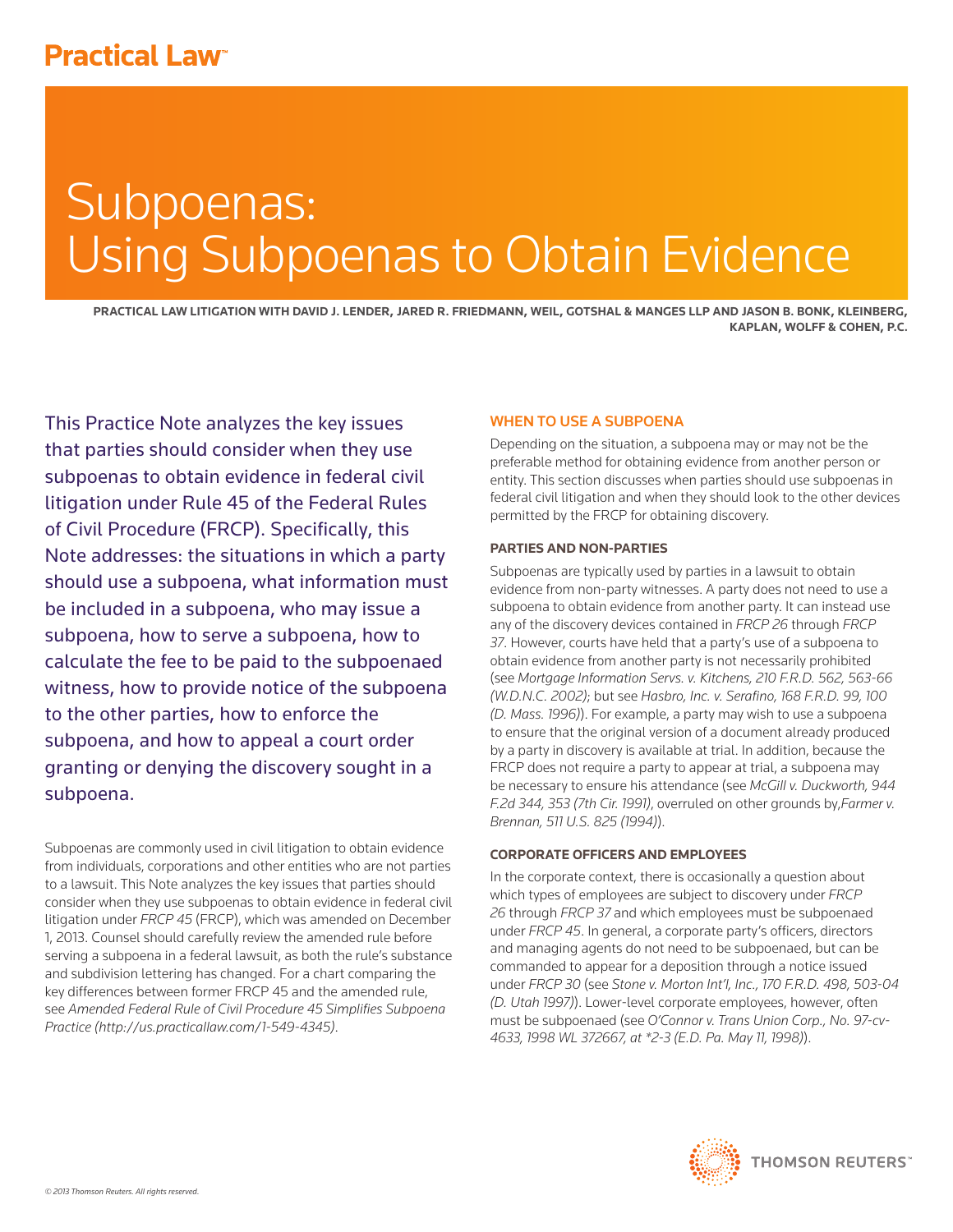# Subpoenas: Using Subpoenas to Obtain Evidence

**PRACTICAL LAW LITIGATION WITH DAVID J. LENDER, JARED R. FRIEDMANN, WEIL, GOTSHAL & MANGES LLP AND JASON B. BONK, KLEINBERG, KAPLAN, WOLFF & COHEN, P.C.**

This Practice Note analyzes the key issues that parties should consider when they use subpoenas to obtain evidence in federal civil litigation under Rule 45 of the Federal Rules of Civil Procedure (FRCP). Specifically, this Note addresses: the situations in which a party should use a subpoena, what information must be included in a subpoena, who may issue a subpoena, how to serve a subpoena, how to calculate the fee to be paid to the subpoenaed witness, how to provide notice of the subpoena to the other parties, how to enforce the subpoena, and how to appeal a court order granting or denying the discovery sought in a subpoena.

Subpoenas are commonly used in civil litigation to obtain evidence from individuals, corporations and other entities who are not parties to a lawsuit. This Note analyzes the key issues that parties should consider when they use subpoenas to obtain evidence in federal civil litigation under *FRCP 45* (FRCP), which was amended on December 1, 2013. Counsel should carefully review the amended rule before serving a subpoena in a federal lawsuit, as both the rule's substance and subdivision lettering has changed. For a chart comparing the key differences between former FRCP 45 and the amended rule, see *Amended Federal Rule of Civil Procedure 45 Simplifies Subpoena Practice (http://us.practicallaw.com/1-549-4345)*.

## WHEN TO USE A SUBPOENA

Depending on the situation, a subpoena may or may not be the preferable method for obtaining evidence from another person or entity. This section discusses when parties should use subpoenas in federal civil litigation and when they should look to the other devices permitted by the FRCP for obtaining discovery.

### PARTIES AND NON-PARTIES

Subpoenas are typically used by parties in a lawsuit to obtain evidence from non-party witnesses. A party does not need to use a subpoena to obtain evidence from another party. It can instead use any of the discovery devices contained in *FRCP 26* through *FRCP 37*. However, courts have held that a party's use of a subpoena to obtain evidence from another party is not necessarily prohibited (see *Mortgage Information Servs. v. Kitchens, 210 F.R.D. 562, 563-66 (W.D.N.C. 2002)*; but see *Hasbro, Inc. v. Serafino, 168 F.R.D. 99, 100 (D. Mass. 1996)*). For example, a party may wish to use a subpoena to ensure that the original version of a document already produced by a party in discovery is available at trial. In addition, because the FRCP does not require a party to appear at trial, a subpoena may be necessary to ensure his attendance (see *McGill v. Duckworth, 944 F.2d 344, 353 (7th Cir. 1991)*, overruled on other grounds by,*Farmer v. Brennan, 511 U.S. 825 (1994)*).

### CORPORATE OFFICERS AND EMPLOYEES

In the corporate context, there is occasionally a question about which types of employees are subject to discovery under *FRCP 26* through *FRCP 37* and which employees must be subpoenaed under *FRCP 45*. In general, a corporate party's officers, directors and managing agents do not need to be subpoenaed, but can be commanded to appear for a deposition through a notice issued under *FRCP 30* (see *Stone v. Morton Int'l, Inc., 170 F.R.D. 498, 503-04 (D. Utah 1997)*). Lower-level corporate employees, however, often must be subpoenaed (see *O'Connor v. Trans Union Corp., No. 97-cv-4633, 1998 WL 372667, at *2-3 (E.D. Pa. May 11, 1998)*).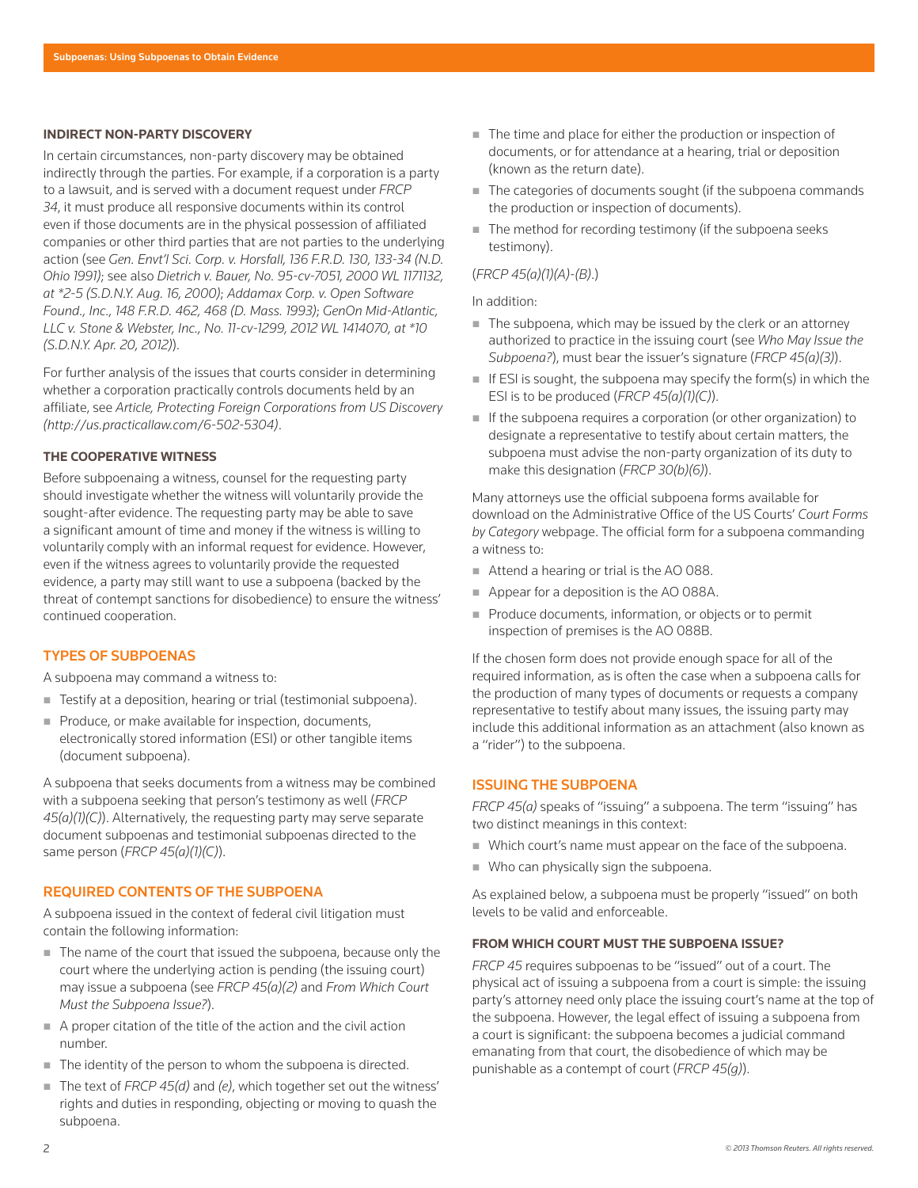### INDIRECT NON-PARTY DISCOVERY

In certain circumstances, non-party discovery may be obtained indirectly through the parties. For example, if a corporation is a party to a lawsuit, and is served with a document request under *FRCP 34*, it must produce all responsive documents within its control even if those documents are in the physical possession of affiliated companies or other third parties that are not parties to the underlying action (see *Gen. Envt'l Sci. Corp. v. Horsfall, 136 F.R.D. 130, 133-34 (N.D. Ohio 1991)*; see also *Dietrich v. Bauer, No. 95-cv-7051, 2000 WL 1171132, at *2-5 (S.D.N.Y. Aug. 16, 2000)*; *Addamax Corp. v. Open Software Found., Inc., 148 F.R.D. 462, 468 (D. Mass. 1993)*; *GenOn Mid-Atlantic, LLC v. Stone & Webster, Inc., No. 11-cv-1299, 2012 WL 1414070, at *10 (S.D.N.Y. Apr. 20, 2012)*).

For further analysis of the issues that courts consider in determining whether a corporation practically controls documents held by an affiliate, see *Article, Protecting Foreign Corporations from US Discovery (http://us.practicallaw.com/6-502-5304)*.

### THE COOPERATIVE WITNESS

Before subpoenaing a witness, counsel for the requesting party should investigate whether the witness will voluntarily provide the sought-after evidence. The requesting party may be able to save a significant amount of time and money if the witness is willing to voluntarily comply with an informal request for evidence. However, even if the witness agrees to voluntarily provide the requested evidence, a party may still want to use a subpoena (backed by the threat of contempt sanctions for disobedience) to ensure the witness' continued cooperation.

## TYPES OF SUBPOENAS

A subpoena may command a witness to:

- Testify at a deposition, hearing or trial (testimonial subpoena).
- Produce, or make available for inspection, documents, electronically stored information (ESI) or other tangible items (document subpoena).

A subpoena that seeks documents from a witness may be combined with a subpoena seeking that person's testimony as well (*FRCP 45(a)(1)(C)*). Alternatively, the requesting party may serve separate document subpoenas and testimonial subpoenas directed to the same person (*FRCP 45(a)(1)(C)*).

## REQUIRED CONTENTS OF THE SUBPOENA

A subpoena issued in the context of federal civil litigation must contain the following information:

- The name of the court that issued the subpoena, because only the court where the underlying action is pending (the issuing court) may issue a subpoena (see *FRCP 45(a)(2)* and *From Which Court Must the Subpoena Issue?*).
- A proper citation of the title of the action and the civil action number.
- The identity of the person to whom the subpoena is directed.
- The text of *FRCP 45(d)* and *(e)*, which together set out the witness' rights and duties in responding, objecting or moving to quash the subpoena.
- The time and place for either the production or inspection of documents, or for attendance at a hearing, trial or deposition (known as the return date).
- The categories of documents sought (if the subpoena commands the production or inspection of documents).
- The method for recording testimony (if the subpoena seeks testimony).

(*FRCP 45(a)(1)(A)-(B)*.)

In addition:

- The subpoena, which may be issued by the clerk or an attorney authorized to practice in the issuing court (see *Who May Issue the Subpoena?*), must bear the issuer's signature (*FRCP 45(a)(3)*).
- If ESI is sought, the subpoena may specify the form(s) in which the ESI is to be produced (*FRCP 45(a)(1)(C)*).
- If the subpoena requires a corporation (or other organization) to designate a representative to testify about certain matters, the subpoena must advise the non-party organization of its duty to make this designation (*FRCP 30(b)(6)*).

Many attorneys use the official subpoena forms available for download on the Administrative Office of the US Courts' *Court Forms by Category* webpage. The official form for a subpoena commanding a witness to:

- Attend a hearing or trial is the AO 088.
- Appear for a deposition is the AO 088A.
- Produce documents, information, or objects or to permit inspection of premises is the AO 088B.

If the chosen form does not provide enough space for all of the required information, as is often the case when a subpoena calls for the production of many types of documents or requests a company representative to testify about many issues, the issuing party may include this additional information as an attachment (also known as a "rider") to the subpoena.

## ISSUING THE SUBPOENA

*FRCP 45(a)* speaks of "issuing" a subpoena. The term "issuing" has two distinct meanings in this context:

- Which court's name must appear on the face of the subpoena.
- Who can physically sign the subpoena.

As explained below, a subpoena must be properly "issued" on both levels to be valid and enforceable.

### FROM WHICH COURT MUST THE SUBPOENA ISSUE?

*FRCP 45* requires subpoenas to be "issued" out of a court. The physical act of issuing a subpoena from a court is simple: the issuing party's attorney need only place the issuing court's name at the top of the subpoena. However, the legal effect of issuing a subpoena from a court is significant: the subpoena becomes a judicial command emanating from that court, the disobedience of which may be punishable as a contempt of court (*FRCP 45(g)*).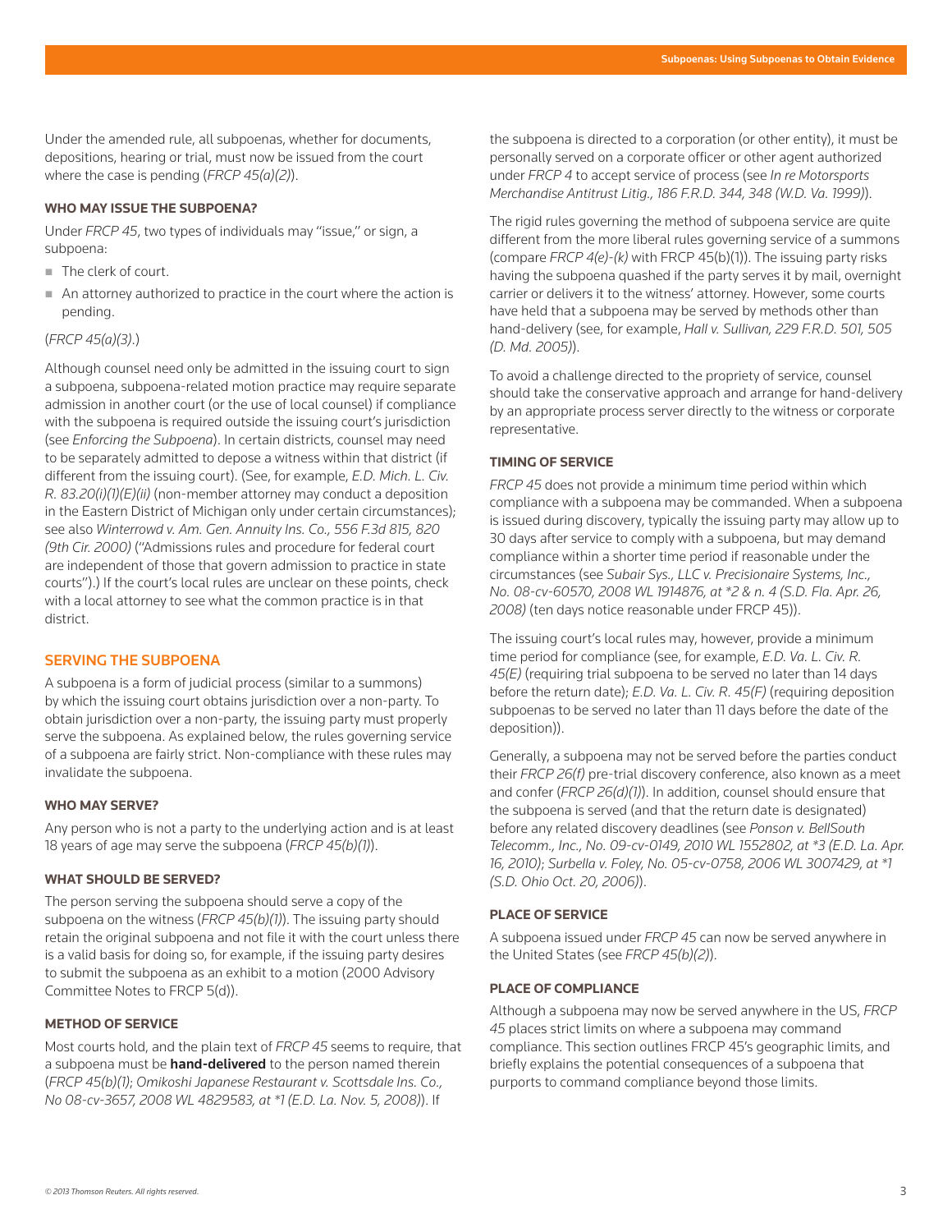Under the amended rule, all subpoenas, whether for documents, depositions, hearing or trial, must now be issued from the court where the case is pending (*FRCP 45(a)(2)*).

### WHO MAY ISSUE THE SUBPOENA?

Under *FRCP 45*, two types of individuals may "issue," or sign, a subpoena:

- The clerk of court.
- An attorney authorized to practice in the court where the action is pending.

(*FRCP 45(a)(3)*.)

Although counsel need only be admitted in the issuing court to sign a subpoena, subpoena-related motion practice may require separate admission in another court (or the use of local counsel) if compliance with the subpoena is required outside the issuing court's jurisdiction (see *Enforcing the Subpoena*). In certain districts, counsel may need to be separately admitted to depose a witness within that district (if different from the issuing court). (See, for example, *E.D. Mich. L. Civ. R. 83.20(i)(1)(E)(ii)* (non-member attorney may conduct a deposition in the Eastern District of Michigan only under certain circumstances); see also *Winterrowd v. Am. Gen. Annuity Ins. Co., 556 F.3d 815, 820 (9th Cir. 2000)* ("Admissions rules and procedure for federal court are independent of those that govern admission to practice in state courts").) If the court's local rules are unclear on these points, check with a local attorney to see what the common practice is in that district.

## SERVING THE SUBPOENA

A subpoena is a form of judicial process (similar to a summons) by which the issuing court obtains jurisdiction over a non-party. To obtain jurisdiction over a non-party, the issuing party must properly serve the subpoena. As explained below, the rules governing service of a subpoena are fairly strict. Non-compliance with these rules may invalidate the subpoena.

### WHO MAY SERVE?

Any person who is not a party to the underlying action and is at least 18 years of age may serve the subpoena (*FRCP 45(b)(1)*).

### WHAT SHOULD BE SERVED?

The person serving the subpoena should serve a copy of the subpoena on the witness (*FRCP 45(b)(1)*). The issuing party should retain the original subpoena and not file it with the court unless there is a valid basis for doing so, for example, if the issuing party desires to submit the subpoena as an exhibit to a motion (2000 Advisory Committee Notes to FRCP 5(d)).

### METHOD OF SERVICE

Most courts hold, and the plain text of *FRCP 45* seems to require, that a subpoena must be **hand-delivered** to the person named therein (*FRCP 45(b)(1)*; *Omikoshi Japanese Restaurant v. Scottsdale Ins. Co., No 08-cv-3657, 2008 WL 4829583, at \*1 (E.D. La. Nov. 5, 2008)*). If the subpoena is directed to a corporation (or other entity), it must be personally served on a corporate officer or other agent authorized under *FRCP 4* to accept service of process (see *In re Motorsports Merchandise Antitrust Litig., 186 F.R.D. 344, 348 (W.D. Va. 1999)*).

The rigid rules governing the method of subpoena service are quite different from the more liberal rules governing service of a summons (compare *FRCP 4(e)-(k)* with FRCP 45(b)(1)). The issuing party risks having the subpoena quashed if the party serves it by mail, overnight carrier or delivers it to the witness' attorney. However, some courts have held that a subpoena may be served by methods other than hand-delivery (see, for example, *Hall v. Sullivan, 229 F.R.D. 501, 505 (D. Md. 2005)*).

To avoid a challenge directed to the propriety of service, counsel should take the conservative approach and arrange for hand-delivery by an appropriate process server directly to the witness or corporate representative.

### TIMING OF SERVICE

*FRCP 45* does not provide a minimum time period within which compliance with a subpoena may be commanded. When a subpoena is issued during discovery, typically the issuing party may allow up to 30 days after service to comply with a subpoena, but may demand compliance within a shorter time period if reasonable under the circumstances (see *Subair Sys., LLC v. Precisionaire Systems, Inc., No. 08-cv-60570, 2008 WL 1914876, at \*2 & n. 4 (S.D. Fla. Apr. 26, 2008)* (ten days notice reasonable under FRCP 45)).

The issuing court's local rules may, however, provide a minimum time period for compliance (see, for example, *E.D. Va. L. Civ. R. 45(E)* (requiring trial subpoena to be served no later than 14 days before the return date); *E.D. Va. L. Civ. R. 45(F)* (requiring deposition subpoenas to be served no later than 11 days before the date of the deposition)).

Generally, a subpoena may not be served before the parties conduct their *FRCP 26(f)* pre-trial discovery conference, also known as a meet and confer (*FRCP 26(d)(1)*). In addition, counsel should ensure that the subpoena is served (and that the return date is designated) before any related discovery deadlines (see *Ponson v. BellSouth Telecomm., Inc., No. 09-cv-0149, 2010 WL 1552802, at \*3 (E.D. La. Apr. 16, 2010)*; *Surbella v. Foley, No. 05-cv-0758, 2006 WL 3007429, at \*1 (S.D. Ohio Oct. 20, 2006)*).

### PLACE OF SERVICE

A subpoena issued under *FRCP 45* can now be served anywhere in the United States (see *FRCP 45(b)(2)*).

### PLACE OF COMPLIANCE

Although a subpoena may now be served anywhere in the US, *FRCP 45* places strict limits on where a subpoena may command compliance. This section outlines FRCP 45's geographic limits, and briefly explains the potential consequences of a subpoena that purports to command compliance beyond those limits.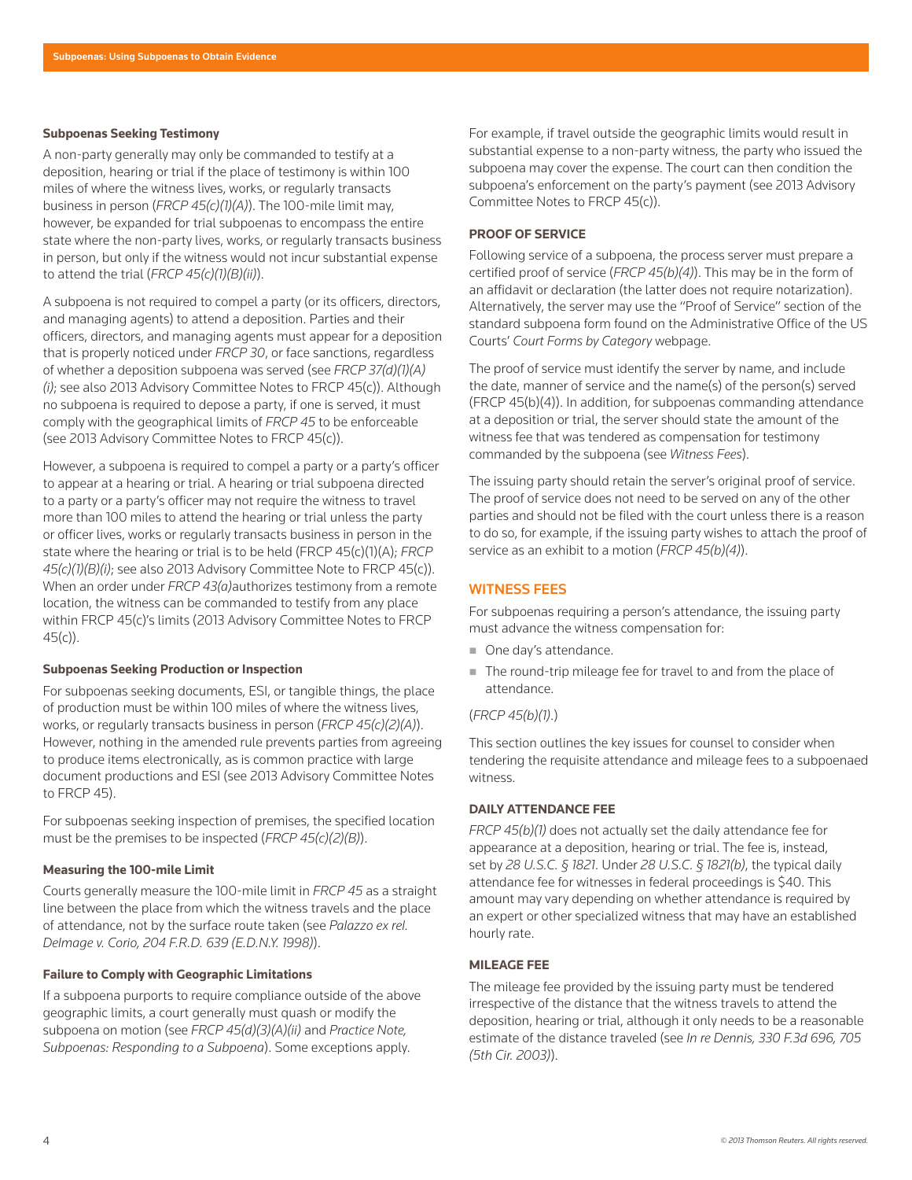#### Subpoenas Seeking Testimony

A non-party generally may only be commanded to testify at a deposition, hearing or trial if the place of testimony is within 100 miles of where the witness lives, works, or regularly transacts business in person (*FRCP 45(c)(1)(A)*). The 100-mile limit may, however, be expanded for trial subpoenas to encompass the entire state where the non-party lives, works, or regularly transacts business in person, but only if the witness would not incur substantial expense to attend the trial (*FRCP 45(c)(1)(B)(ii)*).

A subpoena is not required to compel a party (or its officers, directors, and managing agents) to attend a deposition. Parties and their officers, directors, and managing agents must appear for a deposition that is properly noticed under *FRCP 30*, or face sanctions, regardless of whether a deposition subpoena was served (see *FRCP 37(d)(1)(A)(i)*; see also 2013 Advisory Committee Notes to FRCP 45(c)). Although no subpoena is required to depose a party, if one is served, it must comply with the geographical limits of *FRCP 45* to be enforceable (see 2013 Advisory Committee Notes to FRCP 45(c)).

However, a subpoena is required to compel a party or a party's officer to appear at a hearing or trial. A hearing or trial subpoena directed to a party or a party's officer may not require the witness to travel more than 100 miles to attend the hearing or trial unless the party or officer lives, works or regularly transacts business in person in the state where the hearing or trial is to be held (FRCP 45(c)(1)(A); *FRCP 45(c)(1)(B)(i)*; see also 2013 Advisory Committee Note to FRCP 45(c)). When an order under *FRCP 43(a)* authorizes testimony from a remote location, the witness can be commanded to testify from any place within FRCP 45(c)'s limits (2013 Advisory Committee Notes to FRCP 45(c)).

#### Subpoenas Seeking Production or Inspection

For subpoenas seeking documents, ESI, or tangible things, the place of production must be within 100 miles of where the witness lives, works, or regularly transacts business in person (*FRCP 45(c)(2)(A)*). However, nothing in the amended rule prevents parties from agreeing to produce items electronically, as is common practice with large document productions and ESI (see 2013 Advisory Committee Notes to FRCP 45).

For subpoenas seeking inspection of premises, the specified location must be the premises to be inspected (*FRCP 45(c)(2)(B)*).

#### Measuring the 100-mile Limit

Courts generally measure the 100-mile limit in *FRCP 45* as a straight line between the place from which the witness travels and the place of attendance, not by the surface route taken (see *Palazzo ex rel. Delmage v. Corio, 204 F.R.D. 639 (E.D.N.Y. 1998)*).

#### Failure to Comply with Geographic Limitations

If a subpoena purports to require compliance outside of the above geographic limits, a court generally must quash or modify the subpoena on motion (see *FRCP 45(d)(3)(A)(ii)* and *Practice Note, Subpoenas: Responding to a Subpoena*). Some exceptions apply.

For example, if travel outside the geographic limits would result in substantial expense to a non-party witness, the party who issued the subpoena may cover the expense. The court can then condition the subpoena's enforcement on the party's payment (see 2013 Advisory Committee Notes to FRCP 45(c)).

### PROOF OF SERVICE

Following service of a subpoena, the process server must prepare a certified proof of service (*FRCP 45(b)(4)*). This may be in the form of an affidavit or declaration (the latter does not require notarization). Alternatively, the server may use the "Proof of Service" section of the standard subpoena form found on the Administrative Office of the US Courts' *Court Forms by Category* webpage.

The proof of service must identify the server by name, and include the date, manner of service and the name(s) of the person(s) served (FRCP 45(b)(4)). In addition, for subpoenas commanding attendance at a deposition or trial, the server should state the amount of the witness fee that was tendered as compensation for testimony commanded by the subpoena (see *Witness Fees*).

The issuing party should retain the server's original proof of service. The proof of service does not need to be served on any of the other parties and should not be filed with the court unless there is a reason to do so, for example, if the issuing party wishes to attach the proof of service as an exhibit to a motion (*FRCP 45(b)(4)*).

## WITNESS FEES

For subpoenas requiring a person's attendance, the issuing party must advance the witness compensation for:

- One day's attendance.
- The round-trip mileage fee for travel to and from the place of attendance.

(*FRCP 45(b)(1)*.)

This section outlines the key issues for counsel to consider when tendering the requisite attendance and mileage fees to a subpoenaed witness.

### DAILY ATTENDANCE FEE

*FRCP 45(b)(1)* does not actually set the daily attendance fee for appearance at a deposition, hearing or trial. The fee is, instead, set by *28 U.S.C. § 1821*. Under *28 U.S.C. § 1821(b)*, the typical daily attendance fee for witnesses in federal proceedings is $40. This amount may vary depending on whether attendance is required by an expert or other specialized witness that may have an established hourly rate.

### MILEAGE FEE

The mileage fee provided by the issuing party must be tendered irrespective of the distance that the witness travels to attend the deposition, hearing or trial, although it only needs to be a reasonable estimate of the distance traveled (see *In re Dennis, 330 F.3d 696, 705 (5th Cir. 2003)*).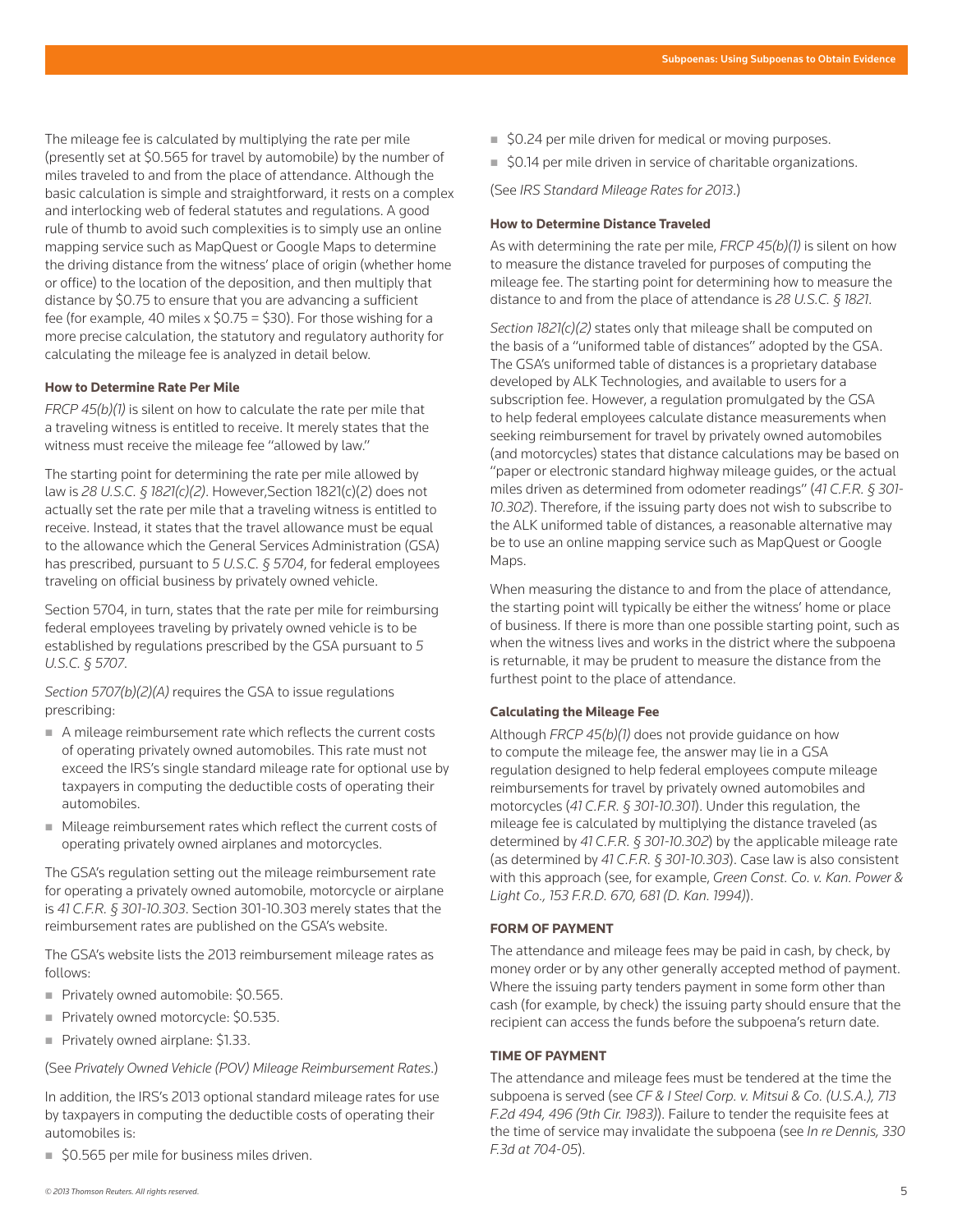The mileage fee is calculated by multiplying the rate per mile (presently set at $0.565 for travel by automobile) by the number of miles traveled to and from the place of attendance. Although the basic calculation is simple and straightforward, it rests on a complex and interlocking web of federal statutes and regulations. A good rule of thumb to avoid such complexities is to simply use an online mapping service such as MapQuest or Google Maps to determine the driving distance from the witness' place of origin (whether home or office) to the location of the deposition, and then multiply that distance by $0.75 to ensure that you are advancing a sufficient fee (for example, 40 miles x $0.75 = $30). For those wishing for a more precise calculation, the statutory and regulatory authority for calculating the mileage fee is analyzed in detail below.

#### How to Determine Rate Per Mile

*FRCP 45(b)(1)* is silent on how to calculate the rate per mile that a traveling witness is entitled to receive. It merely states that the witness must receive the mileage fee "allowed by law."

The starting point for determining the rate per mile allowed by law is *28 U.S.C. § 1821(c)(2)*. However,Section 1821(c)(2) does not actually set the rate per mile that a traveling witness is entitled to receive. Instead, it states that the travel allowance must be equal to the allowance which the General Services Administration (GSA) has prescribed, pursuant to *5 U.S.C. § 5704*, for federal employees traveling on official business by privately owned vehicle.

Section 5704, in turn, states that the rate per mile for reimbursing federal employees traveling by privately owned vehicle is to be established by regulations prescribed by the GSA pursuant to *5 U.S.C. § 5707*.

*Section 5707(b)(2)(A)* requires the GSA to issue regulations prescribing:

- A mileage reimbursement rate which reflects the current costs of operating privately owned automobiles. This rate must not exceed the IRS's single standard mileage rate for optional use by taxpayers in computing the deductible costs of operating their automobiles.
- Mileage reimbursement rates which reflect the current costs of operating privately owned airplanes and motorcycles.

The GSA's regulation setting out the mileage reimbursement rate for operating a privately owned automobile, motorcycle or airplane is *41 C.F.R. § 301-10.303*. Section 301-10.303 merely states that the reimbursement rates are published on the GSA's website.

The GSA's website lists the 2013 reimbursement mileage rates as follows:

- Privately owned automobile: $0.565.
- Privately owned motorcycle: $0.535.
- Privately owned airplane: $1.33.

(See *Privately Owned Vehicle (POV) Mileage Reimbursement Rates*.)

In addition, the IRS's 2013 optional standard mileage rates for use by taxpayers in computing the deductible costs of operating their automobiles is:

- $0.565 per mile for business miles driven.
- $0.24 per mile driven for medical or moving purposes.
- $0.14 per mile driven in service of charitable organizations.

(See *IRS Standard Mileage Rates for 2013*.)

#### How to Determine Distance Traveled

As with determining the rate per mile, *FRCP 45(b)(1)* is silent on how to measure the distance traveled for purposes of computing the mileage fee. The starting point for determining how to measure the distance to and from the place of attendance is *28 U.S.C. § 1821*.

*Section 1821(c)(2)* states only that mileage shall be computed on the basis of a "uniformed table of distances" adopted by the GSA. The GSA's uniformed table of distances is a proprietary database developed by ALK Technologies, and available to users for a subscription fee. However, a regulation promulgated by the GSA to help federal employees calculate distance measurements when seeking reimbursement for travel by privately owned automobiles (and motorcycles) states that distance calculations may be based on "paper or electronic standard highway mileage guides, or the actual miles driven as determined from odometer readings" (*41 C.F.R. § 301-10.302*). Therefore, if the issuing party does not wish to subscribe to the ALK uniformed table of distances, a reasonable alternative may be to use an online mapping service such as MapQuest or Google Maps.

When measuring the distance to and from the place of attendance, the starting point will typically be either the witness' home or place of business. If there is more than one possible starting point, such as when the witness lives and works in the district where the subpoena is returnable, it may be prudent to measure the distance from the furthest point to the place of attendance.

#### Calculating the Mileage Fee

Although *FRCP 45(b)(1)* does not provide guidance on how to compute the mileage fee, the answer may lie in a GSA regulation designed to help federal employees compute mileage reimbursements for travel by privately owned automobiles and motorcycles (*41 C.F.R. § 301-10.301*). Under this regulation, the mileage fee is calculated by multiplying the distance traveled (as determined by *41 C.F.R. § 301-10.302*) by the applicable mileage rate (as determined by *41 C.F.R. § 301-10.303*). Case law is also consistent with this approach (see, for example, *Green Const. Co. v. Kan. Power & Light Co., 153 F.R.D. 670, 681 (D. Kan. 1994)*).

### FORM OF PAYMENT

The attendance and mileage fees may be paid in cash, by check, by money order or by any other generally accepted method of payment. Where the issuing party tenders payment in some form other than cash (for example, by check) the issuing party should ensure that the recipient can access the funds before the subpoena's return date.

### TIME OF PAYMENT

The attendance and mileage fees must be tendered at the time the subpoena is served (see *CF & I Steel Corp. v. Mitsui & Co. (U.S.A.), 713 F.2d 494, 496 (9th Cir. 1983)*). Failure to tender the requisite fees at the time of service may invalidate the subpoena (see *In re Dennis, 330 F.3d at 704-05*).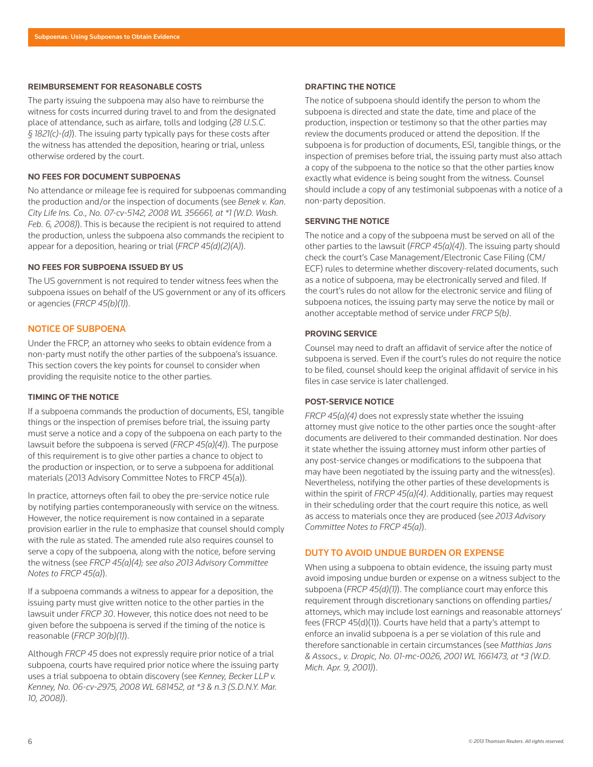### REIMBURSEMENT FOR REASONABLE COSTS

The party issuing the subpoena may also have to reimburse the witness for costs incurred during travel to and from the designated place of attendance, such as airfare, tolls and lodging (*28 U.S.C. § 1821(c)-(d)*). The issuing party typically pays for these costs after the witness has attended the deposition, hearing or trial, unless otherwise ordered by the court.

### NO FEES FOR DOCUMENT SUBPOENAS

No attendance or mileage fee is required for subpoenas commanding the production and/or the inspection of documents (see *Benek v. Kan. City Life Ins. Co., No. 07-cv-5142, 2008 WL 356661, at *1 (W.D. Wash. Feb. 6, 2008)*). This is because the recipient is not required to attend the production, unless the subpoena also commands the recipient to appear for a deposition, hearing or trial (*FRCP 45(d)(2)(A)*).

### NO FEES FOR SUBPOENA ISSUED BY US

The US government is not required to tender witness fees when the subpoena issues on behalf of the US government or any of its officers or agencies (*FRCP 45(b)(1)*).

## NOTICE OF SUBPOENA

Under the FRCP, an attorney who seeks to obtain evidence from a non-party must notify the other parties of the subpoena's issuance. This section covers the key points for counsel to consider when providing the requisite notice to the other parties.

### TIMING OF THE NOTICE

If a subpoena commands the production of documents, ESI, tangible things or the inspection of premises before trial, the issuing party must serve a notice and a copy of the subpoena on each party to the lawsuit before the subpoena is served (*FRCP 45(a)(4)*). The purpose of this requirement is to give other parties a chance to object to the production or inspection, or to serve a subpoena for additional materials (2013 Advisory Committee Notes to FRCP 45(a)).

In practice, attorneys often fail to obey the pre-service notice rule by notifying parties contemporaneously with service on the witness. However, the notice requirement is now contained in a separate provision earlier in the rule to emphasize that counsel should comply with the rule as stated. The amended rule also requires counsel to serve a copy of the subpoena, along with the notice, before serving the witness (see *FRCP 45(a)(4); see also 2013 Advisory Committee Notes to FRCP 45(a)*).

If a subpoena commands a witness to appear for a deposition, the issuing party must give written notice to the other parties in the lawsuit under *FRCP 30*. However, this notice does not need to be given before the subpoena is served if the timing of the notice is reasonable (*FRCP 30(b)(1)*).

Although *FRCP 45* does not expressly require prior notice of a trial subpoena, courts have required prior notice where the issuing party uses a trial subpoena to obtain discovery (see *Kenney, Becker LLP v. Kenney, No. 06-cv-2975, 2008 WL 681452, at *3 & n.3 (S.D.N.Y. Mar. 10, 2008)*).

### DRAFTING THE NOTICE

The notice of subpoena should identify the person to whom the subpoena is directed and state the date, time and place of the production, inspection or testimony so that the other parties may review the documents produced or attend the deposition. If the subpoena is for production of documents, ESI, tangible things, or the inspection of premises before trial, the issuing party must also attach a copy of the subpoena to the notice so that the other parties know exactly what evidence is being sought from the witness. Counsel should include a copy of any testimonial subpoenas with a notice of a non-party deposition.

### SERVING THE NOTICE

The notice and a copy of the subpoena must be served on all of the other parties to the lawsuit (*FRCP 45(a)(4)*). The issuing party should check the court's Case Management/Electronic Case Filing (CM/ECF) rules to determine whether discovery-related documents, such as a notice of subpoena, may be electronically served and filed. If the court's rules do not allow for the electronic service and filing of subpoena notices, the issuing party may serve the notice by mail or another acceptable method of service under *FRCP 5(b)*.

### PROVING SERVICE

Counsel may need to draft an affidavit of service after the notice of subpoena is served. Even if the court's rules do not require the notice to be filed, counsel should keep the original affidavit of service in his files in case service is later challenged.

### POST-SERVICE NOTICE

*FRCP 45(a)(4)* does not expressly state whether the issuing attorney must give notice to the other parties once the sought-after documents are delivered to their commanded destination. Nor does it state whether the issuing attorney must inform other parties of any post-service changes or modifications to the subpoena that may have been negotiated by the issuing party and the witness(es). Nevertheless, notifying the other parties of these developments is within the spirit of *FRCP 45(a)(4)*. Additionally, parties may request in their scheduling order that the court require this notice, as well as access to materials once they are produced (see *2013 Advisory Committee Notes to FRCP 45(a)*).

## DUTY TO AVOID UNDUE BURDEN OR EXPENSE

When using a subpoena to obtain evidence, the issuing party must avoid imposing undue burden or expense on a witness subject to the subpoena (*FRCP 45(d)(1)*). The compliance court may enforce this requirement through discretionary sanctions on offending parties/attorneys, which may include lost earnings and reasonable attorneys' fees (FRCP 45(d)(1)). Courts have held that a party's attempt to enforce an invalid subpoena is a per se violation of this rule and therefore sanctionable in certain circumstances (see *Matthias Jans & Assocs., v. Dropic, No. 01-mc-0026, 2001 WL 1661473, at *3 (W.D. Mich. Apr. 9, 2001)*).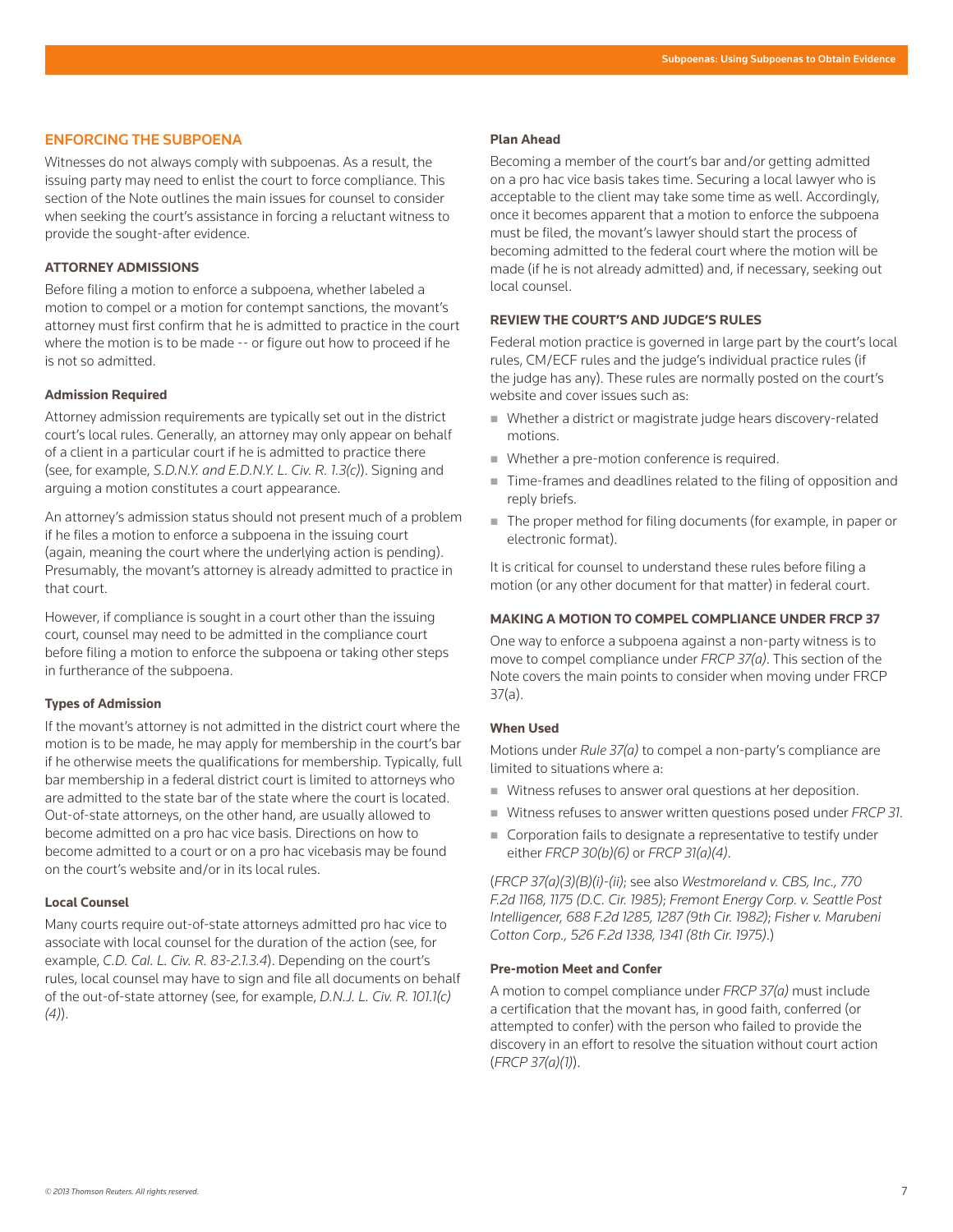## ENFORCING THE SUBPOENA

Witnesses do not always comply with subpoenas. As a result, the issuing party may need to enlist the court to force compliance. This section of the Note outlines the main issues for counsel to consider when seeking the court's assistance in forcing a reluctant witness to provide the sought-after evidence.

### ATTORNEY ADMISSIONS

Before filing a motion to enforce a subpoena, whether labeled a motion to compel or a motion for contempt sanctions, the movant's attorney must first confirm that he is admitted to practice in the court where the motion is to be made -- or figure out how to proceed if he is not so admitted.

#### Admission Required

Attorney admission requirements are typically set out in the district court's local rules. Generally, an attorney may only appear on behalf of a client in a particular court if he is admitted to practice there (see, for example, *S.D.N.Y. and E.D.N.Y. L. Civ. R. 1.3(c)*). Signing and arguing a motion constitutes a court appearance.

An attorney's admission status should not present much of a problem if he files a motion to enforce a subpoena in the issuing court (again, meaning the court where the underlying action is pending). Presumably, the movant's attorney is already admitted to practice in that court.

However, if compliance is sought in a court other than the issuing court, counsel may need to be admitted in the compliance court before filing a motion to enforce the subpoena or taking other steps in furtherance of the subpoena.

#### Types of Admission

If the movant's attorney is not admitted in the district court where the motion is to be made, he may apply for membership in the court's bar if he otherwise meets the qualifications for membership. Typically, full bar membership in a federal district court is limited to attorneys who are admitted to the state bar of the state where the court is located. Out-of-state attorneys, on the other hand, are usually allowed to become admitted on a pro hac vice basis. Directions on how to become admitted to a court or on a pro hac vicebasis may be found on the court's website and/or in its local rules.

#### Local Counsel

Many courts require out-of-state attorneys admitted pro hac vice to associate with local counsel for the duration of the action (see, for example, *C.D. Cal. L. Civ. R. 83-2.1.3.4*). Depending on the court's rules, local counsel may have to sign and file all documents on behalf of the out-of-state attorney (see, for example, *D.N.J. L. Civ. R. 101.1(c)(4)*).

#### Plan Ahead

Becoming a member of the court's bar and/or getting admitted on a pro hac vice basis takes time. Securing a local lawyer who is acceptable to the client may take some time as well. Accordingly, once it becomes apparent that a motion to enforce the subpoena must be filed, the movant's lawyer should start the process of becoming admitted to the federal court where the motion will be made (if he is not already admitted) and, if necessary, seeking out local counsel.

### REVIEW THE COURT'S AND JUDGE'S RULES

Federal motion practice is governed in large part by the court's local rules, CM/ECF rules and the judge's individual practice rules (if the judge has any). These rules are normally posted on the court's website and cover issues such as:

- Whether a district or magistrate judge hears discovery-related motions.
- Whether a pre-motion conference is required.
- Time-frames and deadlines related to the filing of opposition and reply briefs.
- The proper method for filing documents (for example, in paper or electronic format).

It is critical for counsel to understand these rules before filing a motion (or any other document for that matter) in federal court.

### MAKING A MOTION TO COMPEL COMPLIANCE UNDER FRCP 37

One way to enforce a subpoena against a non-party witness is to move to compel compliance under *FRCP 37(a)*. This section of the Note covers the main points to consider when moving under FRCP 37(a).

#### When Used

Motions under *Rule 37(a)* to compel a non-party's compliance are limited to situations where a:

- Witness refuses to answer oral questions at her deposition.
- Witness refuses to answer written questions posed under *FRCP 31*.
- Corporation fails to designate a representative to testify under either *FRCP 30(b)(6)* or *FRCP 31(a)(4)*.

(*FRCP 37(a)(3)(B)(i)-(ii)*; see also *Westmoreland v. CBS, Inc., 770 F.2d 1168, 1175 (D.C. Cir. 1985)*; *Fremont Energy Corp. v. Seattle Post Intelligencer, 688 F.2d 1285, 1287 (9th Cir. 1982)*; *Fisher v. Marubeni Cotton Corp., 526 F.2d 1338, 1341 (8th Cir. 1975)*.)

#### Pre-motion Meet and Confer

A motion to compel compliance under *FRCP 37(a)* must include a certification that the movant has, in good faith, conferred (or attempted to confer) with the person who failed to provide the discovery in an effort to resolve the situation without court action (*FRCP 37(a)(1)*).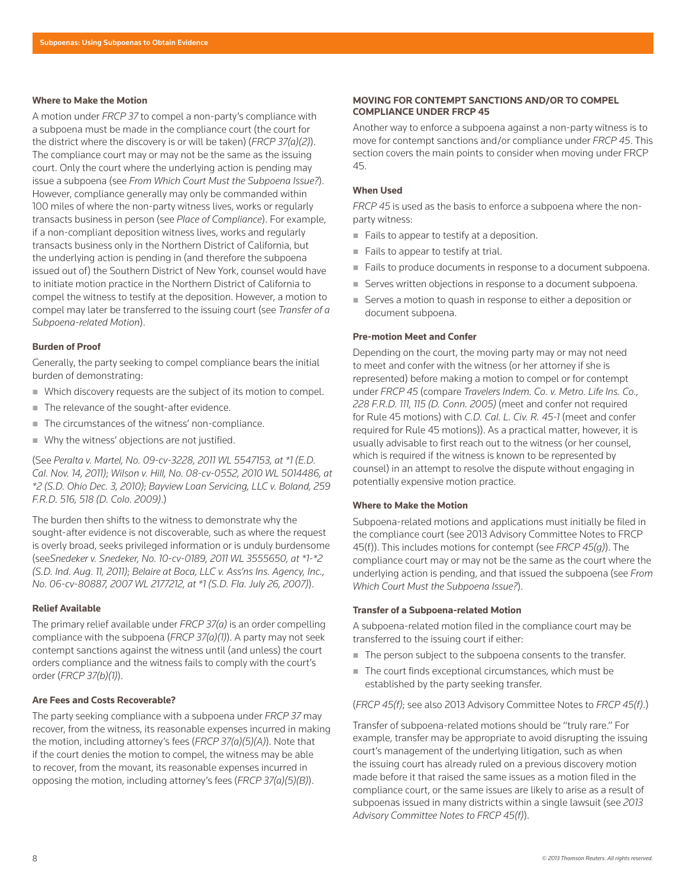### Where to Make the Motion

A motion under *FRCP 37* to compel a non-party's compliance with a subpoena must be made in the compliance court (the court for the district where the discovery is or will be taken) (*FRCP 37(a)(2)*). The compliance court may or may not be the same as the issuing court. Only the court where the underlying action is pending may issue a subpoena (see *From Which Court Must the Subpoena Issue?*). However, compliance generally may only be commanded within 100 miles of where the non-party witness lives, works or regularly transacts business in person (see *Place of Compliance*). For example, if a non-compliant deposition witness lives, works and regularly transacts business only in the Northern District of California, but the underlying action is pending in (and therefore the subpoena issued out of) the Southern District of New York, counsel would have to initiate motion practice in the Northern District of California to compel the witness to testify at the deposition. However, a motion to compel may later be transferred to the issuing court (see *Transfer of a Subpoena-related Motion*).

### Burden of Proof

Generally, the party seeking to compel compliance bears the initial burden of demonstrating:

- Which discovery requests are the subject of its motion to compel.
- The relevance of the sought-after evidence.
- The circumstances of the witness' non-compliance.
- Why the witness' objections are not justified.

(See *Peralta v. Martel, No. 09-cv-3228, 2011 WL 5547153, at \*1 (E.D. Cal. Nov. 14, 2011)*; *Wilson v. Hill, No. 08-cv-0552, 2010 WL 5014486, at \*2 (S.D. Ohio Dec. 3, 2010)*; *Bayview Loan Servicing, LLC v. Boland, 259 F.R.D. 516, 518 (D. Colo. 2009)*.)

The burden then shifts to the witness to demonstrate why the sought-after evidence is not discoverable, such as where the request is overly broad, seeks privileged information or is unduly burdensome (see*Snedeker v. Snedeker, No. 10-cv-0189, 2011 WL 3555650, at \*1-\*2 (S.D. Ind. Aug. 11, 2011)*; *Belaire at Boca, LLC v. Ass'ns Ins. Agency, Inc., No. 06-cv-80887, 2007 WL 2177212, at \*1 (S.D. Fla. July 26, 2007)*).

### Relief Available

The primary relief available under *FRCP 37(a)* is an order compelling compliance with the subpoena (*FRCP 37(a)(1)*). A party may not seek contempt sanctions against the witness until (and unless) the court orders compliance and the witness fails to comply with the court's order (*FRCP 37(b)(1)*).

### Are Fees and Costs Recoverable?

The party seeking compliance with a subpoena under *FRCP 37* may recover, from the witness, its reasonable expenses incurred in making the motion, including attorney's fees (*FRCP 37(a)(5)(A)*). Note that if the court denies the motion to compel, the witness may be able to recover, from the movant, its reasonable expenses incurred in opposing the motion, including attorney's fees (*FRCP 37(a)(5)(B)*).

## MOVING FOR CONTEMPT SANCTIONS AND/OR TO COMPEL COMPLIANCE UNDER FRCP 45

Another way to enforce a subpoena against a non-party witness is to move for contempt sanctions and/or compliance under *FRCP 45*. This section covers the main points to consider when moving under FRCP 45.

### When Used

*FRCP 45* is used as the basis to enforce a subpoena where the non-party witness:

- Fails to appear to testify at a deposition.
- Fails to appear to testify at trial.
- Fails to produce documents in response to a document subpoena.
- Serves written objections in response to a document subpoena.
- Serves a motion to quash in response to either a deposition or document subpoena.

### Pre-motion Meet and Confer

Depending on the court, the moving party may or may not need to meet and confer with the witness (or her attorney if she is represented) before making a motion to compel or for contempt under *FRCP 45* (compare *Travelers Indem. Co. v. Metro. Life Ins. Co., 228 F.R.D. 111, 115 (D. Conn. 2005)* (meet and confer not required for Rule 45 motions) with *C.D. Cal. L. Civ. R. 45-1* (meet and confer required for Rule 45 motions)). As a practical matter, however, it is usually advisable to first reach out to the witness (or her counsel, which is required if the witness is known to be represented by counsel) in an attempt to resolve the dispute without engaging in potentially expensive motion practice.

### Where to Make the Motion

Subpoena-related motions and applications must initially be filed in the compliance court (see 2013 Advisory Committee Notes to FRCP 45(f)). This includes motions for contempt (see *FRCP 45(g)*). The compliance court may or may not be the same as the court where the underlying action is pending, and that issued the subpoena (see *From Which Court Must the Subpoena Issue?*).

### Transfer of a Subpoena-related Motion

A subpoena-related motion filed in the compliance court may be transferred to the issuing court if either:

- The person subject to the subpoena consents to the transfer.
- The court finds exceptional circumstances, which must be established by the party seeking transfer.

(*FRCP 45(f)*; see also 2013 Advisory Committee Notes to *FRCP 45(f)*.)

Transfer of subpoena-related motions should be "truly rare." For example, transfer may be appropriate to avoid disrupting the issuing court's management of the underlying litigation, such as when the issuing court has already ruled on a previous discovery motion made before it that raised the same issues as a motion filed in the compliance court, or the same issues are likely to arise as a result of subpoenas issued in many districts within a single lawsuit (see *2013 Advisory Committee Notes to FRCP 45(f)*).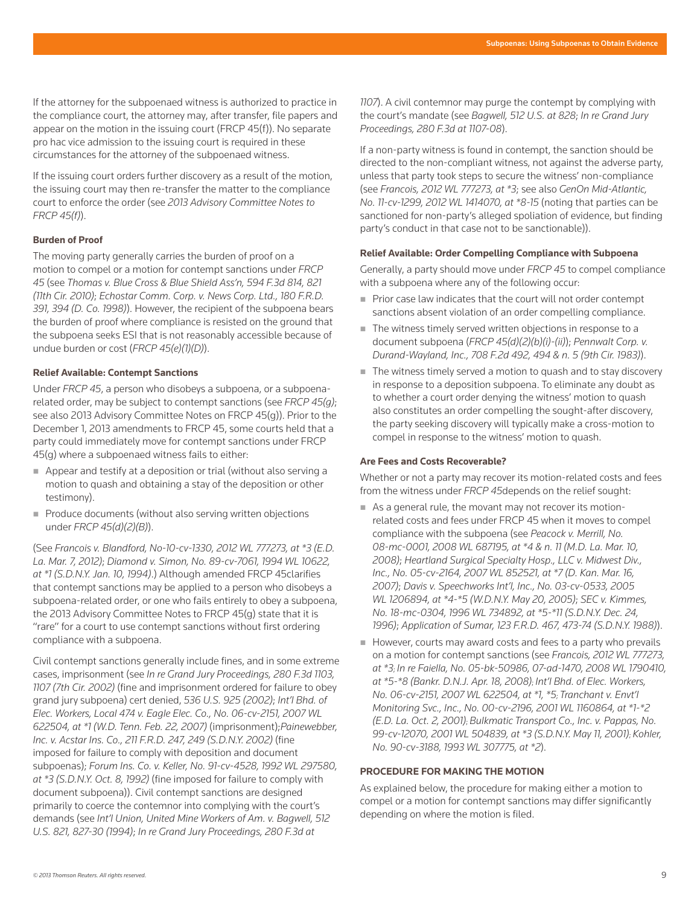If the attorney for the subpoenaed witness is authorized to practice in the compliance court, the attorney may, after transfer, file papers and appear on the motion in the issuing court (FRCP 45(f)). No separate pro hac vice admission to the issuing court is required in these circumstances for the attorney of the subpoenaed witness.

If the issuing court orders further discovery as a result of the motion, the issuing court may then re-transfer the matter to the compliance court to enforce the order (see *2013 Advisory Committee Notes to FRCP 45(f)*).

**Burden of Proof**

The moving party generally carries the burden of proof on a motion to compel or a motion for contempt sanctions under *FRCP 45* (see *Thomas v. Blue Cross & Blue Shield Ass'n, 594 F.3d 814, 821 (11th Cir. 2010)*; *Echostar Comm. Corp. v. News Corp. Ltd., 180 F.R.D. 391, 394 (D. Co. 1998)*). However, the recipient of the subpoena bears the burden of proof where compliance is resisted on the ground that the subpoena seeks ESI that is not reasonably accessible because of undue burden or cost (*FRCP 45(e)(1)(D)*).

**Relief Available: Contempt Sanctions**

Under *FRCP 45*, a person who disobeys a subpoena, or a subpoena-related order, may be subject to contempt sanctions (see *FRCP 45(g)*; see also 2013 Advisory Committee Notes on FRCP 45(g)). Prior to the December 1, 2013 amendments to FRCP 45, some courts held that a party could immediately move for contempt sanctions under FRCP 45(g) where a subpoenaed witness fails to either:

- Appear and testify at a deposition or trial (without also serving a motion to quash and obtaining a stay of the deposition or other testimony).
- Produce documents (without also serving written objections under *FRCP 45(d)(2)(B)*).

(See *Francois v. Blandford, No-10-cv-1330, 2012 WL 777273, at \*3 (E.D. La. Mar. 7, 2012)*; *Diamond v. Simon, No. 89-cv-7061, 1994 WL 10622, at \*1 (S.D.N.Y. Jan. 10, 1994)*.) Although amended FRCP 45clarifies that contempt sanctions may be applied to a person who disobeys a subpoena-related order, or one who fails entirely to obey a subpoena, the 2013 Advisory Committee Notes to FRCP 45(g) state that it is "rare" for a court to use contempt sanctions without first ordering compliance with a subpoena.

Civil contempt sanctions generally include fines, and in some extreme cases, imprisonment (see *In re Grand Jury Proceedings, 280 F.3d 1103, 1107 (7th Cir. 2002)* (fine and imprisonment ordered for failure to obey grand jury subpoena) cert denied, *536 U.S. 925 (2002)*; *Int'l Bhd. of Elec. Workers, Local 474 v. Eagle Elec. Co., No. 06-cv-2151, 2007 WL 622504, at \*1 (W.D. Tenn. Feb. 22, 2007)* (imprisonment);*Painewebber, Inc. v. Acstar Ins. Co., 211 F.R.D. 247, 249 (S.D.N.Y. 2002)* (fine imposed for failure to comply with deposition and document subpoenas); *Forum Ins. Co. v. Keller, No. 91-cv-4528, 1992 WL 297580, at \*3 (S.D.N.Y. Oct. 8, 1992)* (fine imposed for failure to comply with document subpoena)). Civil contempt sanctions are designed primarily to coerce the contemnor into complying with the court's demands (see *Int'l Union, United Mine Workers of Am. v. Bagwell, 512 U.S. 821, 827-30 (1994)*; *In re Grand Jury Proceedings, 280 F.3d at 1107*). A civil contemnor may purge the contempt by complying with the court's mandate (see *Bagwell, 512 U.S. at 828*; *In re Grand Jury Proceedings, 280 F.3d at 1107-08*).

If a non-party witness is found in contempt, the sanction should be directed to the non-compliant witness, not against the adverse party, unless that party took steps to secure the witness' non-compliance (see *Francois, 2012 WL 777273, at \*3*; see also *GenOn Mid-Atlantic, No. 11-cv-1299, 2012 WL 1414070, at \*8-15* (noting that parties can be sanctioned for non-party's alleged spoliation of evidence, but finding party's conduct in that case not to be sanctionable)).

**Relief Available: Order Compelling Compliance with Subpoena**

Generally, a party should move under *FRCP 45* to compel compliance with a subpoena where any of the following occur:

- Prior case law indicates that the court will not order contempt sanctions absent violation of an order compelling compliance.
- The witness timely served written objections in response to a document subpoena (*FRCP 45(d)(2)(b)(i)-(ii)*); *Pennwalt Corp. v. Durand-Wayland, Inc., 708 F.2d 492, 494 & n. 5 (9th Cir. 1983)*).
- The witness timely served a motion to quash and to stay discovery in response to a deposition subpoena. To eliminate any doubt as to whether a court order denying the witness' motion to quash also constitutes an order compelling the sought-after discovery, the party seeking discovery will typically make a cross-motion to compel in response to the witness' motion to quash.

**Are Fees and Costs Recoverable?**

Whether or not a party may recover its motion-related costs and fees from the witness under *FRCP 45*depends on the relief sought:

- As a general rule, the movant may not recover its motion-related costs and fees under FRCP 45 when it moves to compel compliance with the subpoena (see *Peacock v. Merrill, No. 08-mc-0001, 2008 WL 687195, at \*4 & n. 11 (M.D. La. Mar. 10, 2008)*; *Heartland Surgical Specialty Hosp., LLC v. Midwest Div., Inc., No. 05-cv-2164, 2007 WL 852521, at \*7 (D. Kan. Mar. 16, 2007)*; *Davis v. Speechworks Int'l, Inc., No. 03-cv-0533, 2005 WL 1206894, at \*4-\*5 (W.D.N.Y. May 20, 2005)*; *SEC v. Kimmes, No. 18-mc-0304, 1996 WL 734892, at \*5-\*11 (S.D.N.Y. Dec. 24, 1996)*; *Application of Sumar, 123 F.R.D. 467, 473-74 (S.D.N.Y. 1988)*).
- However, courts may award costs and fees to a party who prevails on a motion for contempt sanctions (see *Francois, 2012 WL 777273, at \*3; In re Faiella, No. 05-bk-50986, 07-ad-1470, 2008 WL 1790410, at \*5-\*8 (Bankr. D.N.J. Apr. 18, 2008); Int'l Bhd. of Elec. Workers, No. 06-cv-2151, 2007 WL 622504, at \*1, \*5; Tranchant v. Envt'l Monitoring Svc., Inc., No. 00-cv-2196, 2001 WL 1160864, at \*1-\*2 (E.D. La. Oct. 2, 2001); Bulkmatic Transport Co., Inc. v. Pappas, No. 99-cv-12070, 2001 WL 504839, at \*3 (S.D.N.Y. May 11, 2001); Kohler, No. 90-cv-3188, 1993 WL 307775, at \*2*).

### PROCEDURE FOR MAKING THE MOTION

As explained below, the procedure for making either a motion to compel or a motion for contempt sanctions may differ significantly depending on where the motion is filed.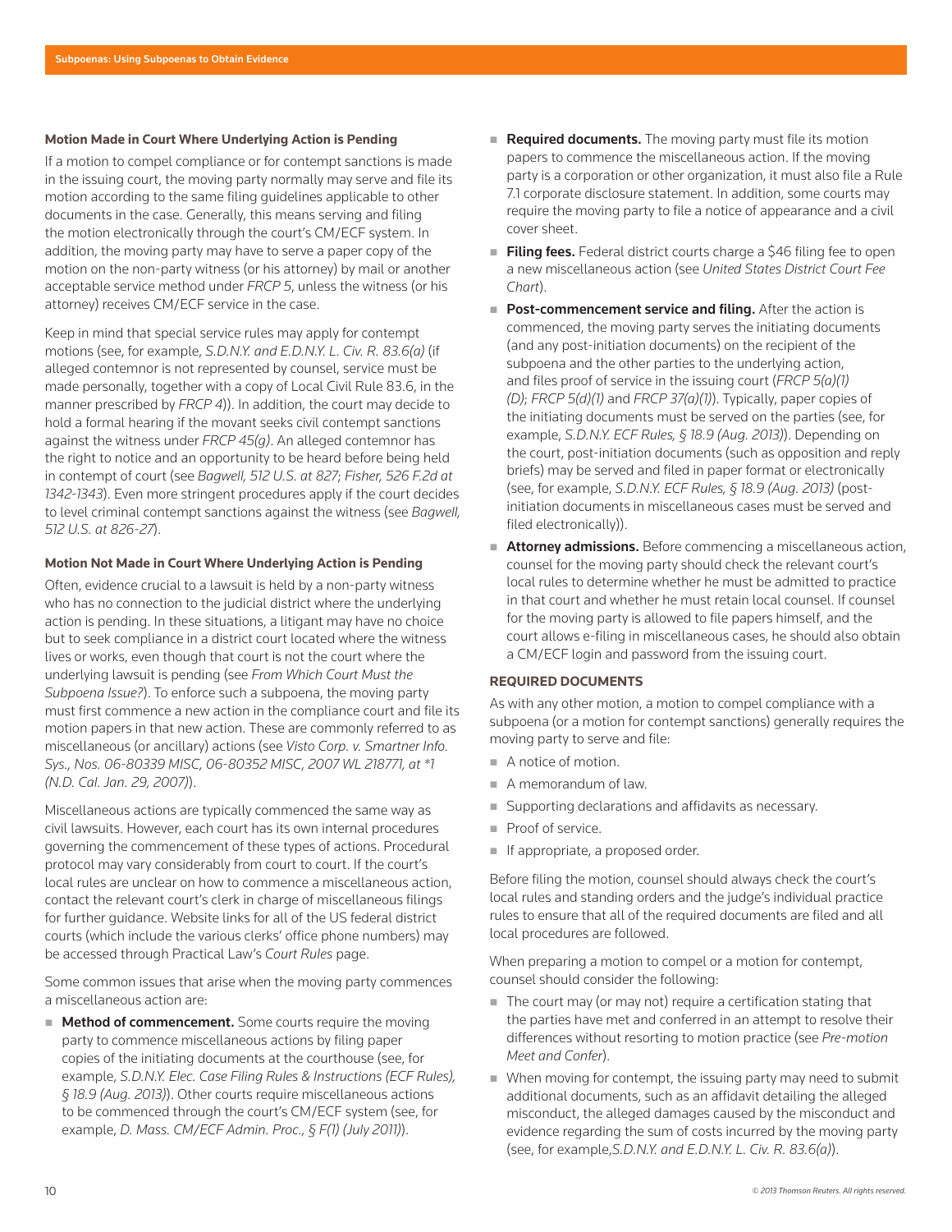#### Motion Made in Court Where Underlying Action is Pending

If a motion to compel compliance or for contempt sanctions is made in the issuing court, the moving party normally may serve and file its motion according to the same filing guidelines applicable to other documents in the case. Generally, this means serving and filing the motion electronically through the court's CM/ECF system. In addition, the moving party may have to serve a paper copy of the motion on the non-party witness (or his attorney) by mail or another acceptable service method under *FRCP 5*, unless the witness (or his attorney) receives CM/ECF service in the case.

Keep in mind that special service rules may apply for contempt motions (see, for example, *S.D.N.Y. and E.D.N.Y. L. Civ. R. 83.6(a)* (if alleged contemnor is not represented by counsel, service must be made personally, together with a copy of Local Civil Rule 83.6, in the manner prescribed by *FRCP 4*)). In addition, the court may decide to hold a formal hearing if the movant seeks civil contempt sanctions against the witness under *FRCP 45(g)*. An alleged contemnor has the right to notice and an opportunity to be heard before being held in contempt of court (see *Bagwell, 512 U.S. at 827*; *Fisher, 526 F.2d at 1342-1343*). Even more stringent procedures apply if the court decides to level criminal contempt sanctions against the witness (see *Bagwell, 512 U.S. at 826-27*).

#### Motion Not Made in Court Where Underlying Action is Pending

Often, evidence crucial to a lawsuit is held by a non-party witness who has no connection to the judicial district where the underlying action is pending. In these situations, a litigant may have no choice but to seek compliance in a district court located where the witness lives or works, even though that court is not the court where the underlying lawsuit is pending (see *From Which Court Must the Subpoena Issue?*). To enforce such a subpoena, the moving party must first commence a new action in the compliance court and file its motion papers in that new action. These are commonly referred to as miscellaneous (or ancillary) actions (see *Visto Corp. v. Smartner Info. Sys., Nos. 06-80339 MISC, 06-80352 MISC, 2007 WL 218771, at \*1 (N.D. Cal. Jan. 29, 2007)*).

Miscellaneous actions are typically commenced the same way as civil lawsuits. However, each court has its own internal procedures governing the commencement of these types of actions. Procedural protocol may vary considerably from court to court. If the court's local rules are unclear on how to commence a miscellaneous action, contact the relevant court's clerk in charge of miscellaneous filings for further guidance. Website links for all of the US federal district courts (which include the various clerks' office phone numbers) may be accessed through Practical Law's *Court Rules* page.

Some common issues that arise when the moving party commences a miscellaneous action are:

- **Method of commencement.** Some courts require the moving party to commence miscellaneous actions by filing paper copies of the initiating documents at the courthouse (see, for example, *S.D.N.Y. Elec. Case Filing Rules & Instructions (ECF Rules), § 18.9 (Aug. 2013)*). Other courts require miscellaneous actions to be commenced through the court's CM/ECF system (see, for example, *D. Mass. CM/ECF Admin. Proc., § F(1) (July 2011)*).
- **Required documents.** The moving party must file its motion papers to commence the miscellaneous action. If the moving party is a corporation or other organization, it must also file a Rule 7.1 corporate disclosure statement. In addition, some courts may require the moving party to file a notice of appearance and a civil cover sheet.
- **Filing fees.** Federal district courts charge a $46 filing fee to open a new miscellaneous action (see *United States District Court Fee Chart*).
- **Post-commencement service and filing.** After the action is commenced, the moving party serves the initiating documents (and any post-initiation documents) on the recipient of the subpoena and the other parties to the underlying action, and files proof of service in the issuing court (*FRCP 5(a)(1)(D)*; *FRCP 5(d)(1)* and *FRCP 37(a)(1)*). Typically, paper copies of the initiating documents must be served on the parties (see, for example, *S.D.N.Y. ECF Rules, § 18.9 (Aug. 2013)*). Depending on the court, post-initiation documents (such as opposition and reply briefs) may be served and filed in paper format or electronically (see, for example, *S.D.N.Y. ECF Rules, § 18.9 (Aug. 2013)* (post-initiation documents in miscellaneous cases must be served and filed electronically)).
- **Attorney admissions.** Before commencing a miscellaneous action, counsel for the moving party should check the relevant court's local rules to determine whether he must be admitted to practice in that court and whether he must retain local counsel. If counsel for the moving party is allowed to file papers himself, and the court allows e-filing in miscellaneous cases, he should also obtain a CM/ECF login and password from the issuing court.

### REQUIRED DOCUMENTS

As with any other motion, a motion to compel compliance with a subpoena (or a motion for contempt sanctions) generally requires the moving party to serve and file:

- A notice of motion.
- A memorandum of law.
- Supporting declarations and affidavits as necessary.
- Proof of service.
- If appropriate, a proposed order.

Before filing the motion, counsel should always check the court's local rules and standing orders and the judge's individual practice rules to ensure that all of the required documents are filed and all local procedures are followed.

When preparing a motion to compel or a motion for contempt, counsel should consider the following:

- The court may (or may not) require a certification stating that the parties have met and conferred in an attempt to resolve their differences without resorting to motion practice (see *Pre-motion Meet and Confer*).
- When moving for contempt, the issuing party may need to submit additional documents, such as an affidavit detailing the alleged misconduct, the alleged damages caused by the misconduct and evidence regarding the sum of costs incurred by the moving party (see, for example,*S.D.N.Y. and E.D.N.Y. L. Civ. R. 83.6(a)*).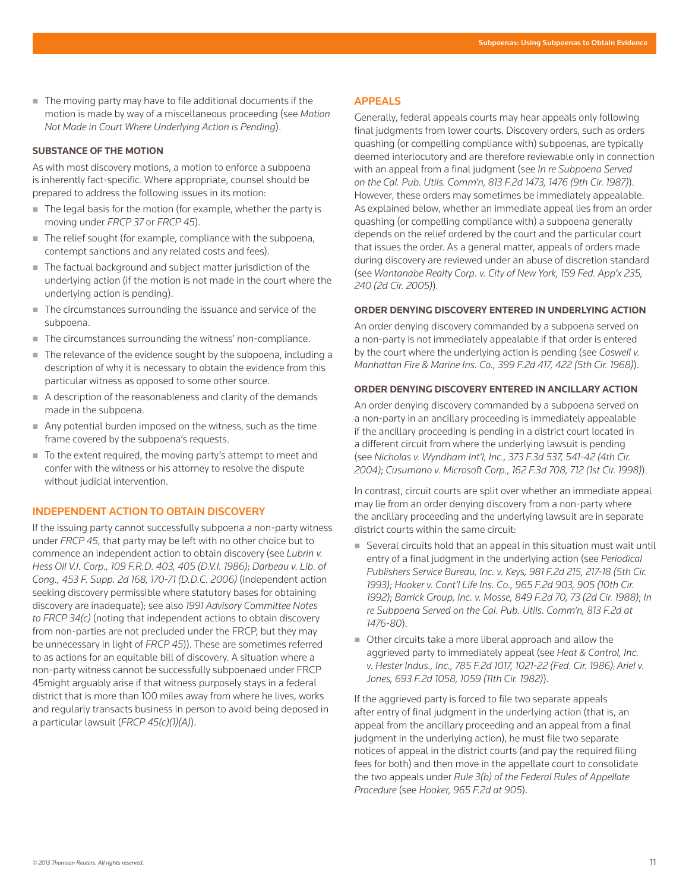- The moving party may have to file additional documents if the motion is made by way of a miscellaneous proceeding (see *Motion Not Made in Court Where Underlying Action is Pending*).

#### SUBSTANCE OF THE MOTION

As with most discovery motions, a motion to enforce a subpoena is inherently fact-specific. Where appropriate, counsel should be prepared to address the following issues in its motion:

- The legal basis for the motion (for example, whether the party is moving under *FRCP 37* or *FRCP 45*).
- The relief sought (for example, compliance with the subpoena, contempt sanctions and any related costs and fees).
- The factual background and subject matter jurisdiction of the underlying action (if the motion is not made in the court where the underlying action is pending).
- The circumstances surrounding the issuance and service of the subpoena.
- The circumstances surrounding the witness' non-compliance.
- The relevance of the evidence sought by the subpoena, including a description of why it is necessary to obtain the evidence from this particular witness as opposed to some other source.
- A description of the reasonableness and clarity of the demands made in the subpoena.
- Any potential burden imposed on the witness, such as the time frame covered by the subpoena's requests.
- To the extent required, the moving party's attempt to meet and confer with the witness or his attorney to resolve the dispute without judicial intervention.

### INDEPENDENT ACTION TO OBTAIN DISCOVERY

If the issuing party cannot successfully subpoena a non-party witness under *FRCP 45*, that party may be left with no other choice but to commence an independent action to obtain discovery (see *Lubrin v. Hess Oil V.I. Corp., 109 F.R.D. 403, 405 (D.V.I. 1986)*; *Darbeau v. Lib. of Cong., 453 F. Supp. 2d 168, 170-71 (D.D.C. 2006)* (independent action seeking discovery permissible where statutory bases for obtaining discovery are inadequate); see also *1991 Advisory Committee Notes to FRCP 34(c)* (noting that independent actions to obtain discovery from non-parties are not precluded under the FRCP, but they may be unnecessary in light of *FRCP 45*)). These are sometimes referred to as actions for an equitable bill of discovery. A situation where a non-party witness cannot be successfully subpoenaed under FRCP 45might arguably arise if that witness purposely stays in a federal district that is more than 100 miles away from where he lives, works and regularly transacts business in person to avoid being deposed in a particular lawsuit (*FRCP 45(c)(1)(A)*).

### APPEALS

Generally, federal appeals courts may hear appeals only following final judgments from lower courts. Discovery orders, such as orders quashing (or compelling compliance with) subpoenas, are typically deemed interlocutory and are therefore reviewable only in connection with an appeal from a final judgment (see *In re Subpoena Served on the Cal. Pub. Utils. Comm'n, 813 F.2d 1473, 1476 (9th Cir. 1987)*). However, these orders may sometimes be immediately appealable. As explained below, whether an immediate appeal lies from an order quashing (or compelling compliance with) a subpoena generally depends on the relief ordered by the court and the particular court that issues the order. As a general matter, appeals of orders made during discovery are reviewed under an abuse of discretion standard (see *Wantanabe Realty Corp. v. City of New York, 159 Fed. App'x 235, 240 (2d Cir. 2005)*).

#### ORDER DENYING DISCOVERY ENTERED IN UNDERLYING ACTION

An order denying discovery commanded by a subpoena served on a non-party is not immediately appealable if that order is entered by the court where the underlying action is pending (see *Caswell v. Manhattan Fire & Marine Ins. Co., 399 F.2d 417, 422 (5th Cir. 1968)*).

#### ORDER DENYING DISCOVERY ENTERED IN ANCILLARY ACTION

An order denying discovery commanded by a subpoena served on a non-party in an ancillary proceeding is immediately appealable if the ancillary proceeding is pending in a district court located in a different circuit from where the underlying lawsuit is pending (see *Nicholas v. Wyndham Int'l, Inc., 373 F.3d 537, 541-42 (4th Cir. 2004)*; *Cusumano v. Microsoft Corp., 162 F.3d 708, 712 (1st Cir. 1998)*).

In contrast, circuit courts are split over whether an immediate appeal may lie from an order denying discovery from a non-party where the ancillary proceeding and the underlying lawsuit are in separate district courts within the same circuit:

- Several circuits hold that an appeal in this situation must wait until entry of a final judgment in the underlying action (see *Periodical Publishers Service Bureau, Inc. v. Keys, 981 F.2d 215, 217-18 (5th Cir. 1993)*; *Hooker v. Cont'l Life Ins. Co., 965 F.2d 903, 905 (10th Cir. 1992)*; *Barrick Group, Inc. v. Mosse, 849 F.2d 70, 73 (2d Cir. 1988)*; *In re Subpoena Served on the Cal. Pub. Utils. Comm'n, 813 F.2d at 1476-80*).
- Other circuits take a more liberal approach and allow the aggrieved party to immediately appeal (see *Heat & Control, Inc. v. Hester Indus., Inc., 785 F.2d 1017, 1021-22 (Fed. Cir. 1986)*; *Ariel v. Jones, 693 F.2d 1058, 1059 (11th Cir. 1982)*).

If the aggrieved party is forced to file two separate appeals after entry of final judgment in the underlying action (that is, an appeal from the ancillary proceeding and an appeal from a final judgment in the underlying action), he must file two separate notices of appeal in the district courts (and pay the required filing fees for both) and then move in the appellate court to consolidate the two appeals under *Rule 3(b) of the Federal Rules of Appellate Procedure* (see *Hooker, 965 F.2d at 905*).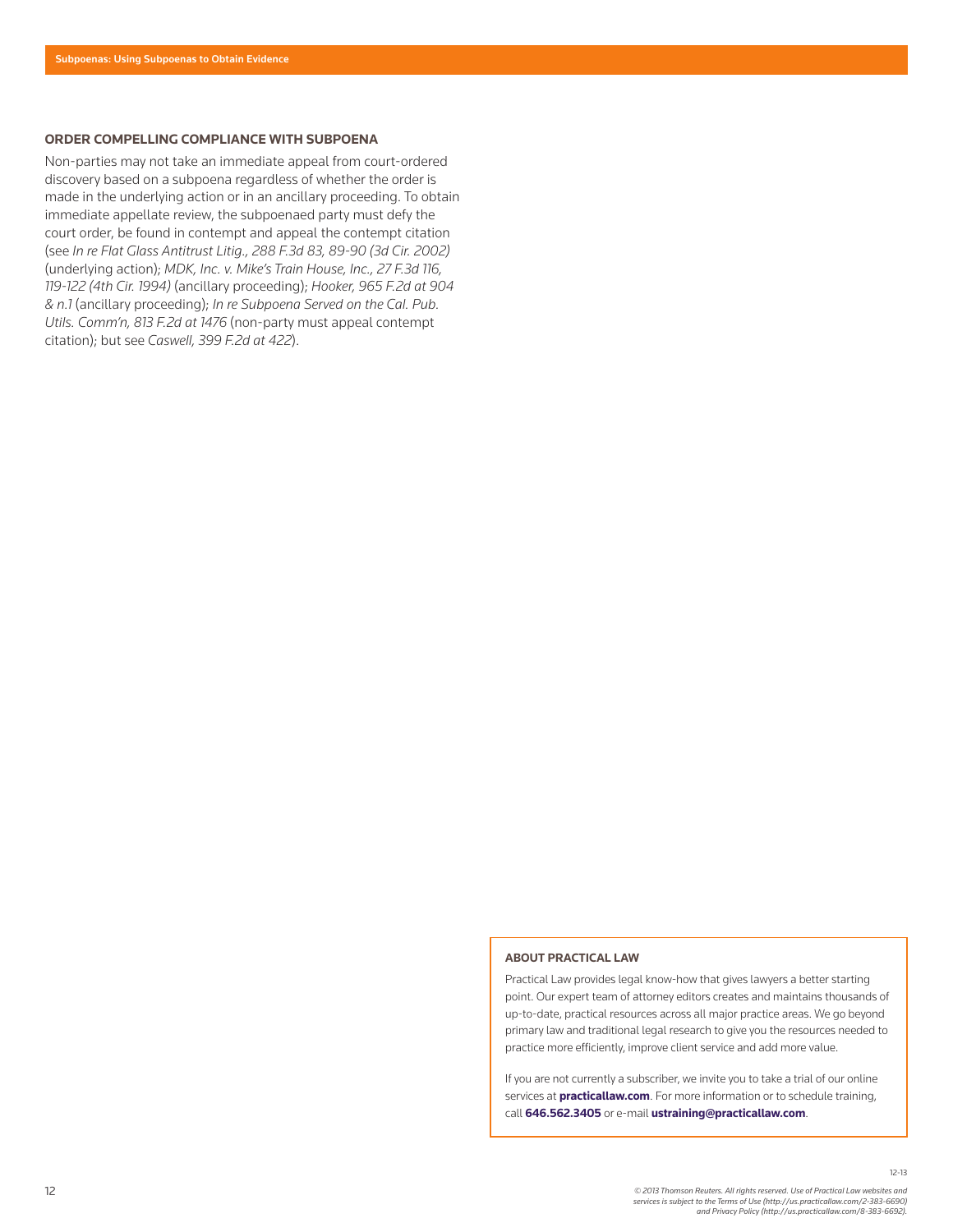### ORDER COMPELLING COMPLIANCE WITH SUBPOENA

Non-parties may not take an immediate appeal from court-ordered discovery based on a subpoena regardless of whether the order is made in the underlying action or in an ancillary proceeding. To obtain immediate appellate review, the subpoenaed party must defy the court order, be found in contempt and appeal the contempt citation (see *In re Flat Glass Antitrust Litig., 288 F.3d 83, 89-90 (3d Cir. 2002)* (underlying action); *MDK, Inc. v. Mike's Train House, Inc., 27 F.3d 116, 119-122 (4th Cir. 1994)* (ancillary proceeding); *Hooker, 965 F.2d at 904 & n.1* (ancillary proceeding); *In re Subpoena Served on the Cal. Pub. Utils. Comm'n, 813 F.2d at 1476* (non-party must appeal contempt citation); but see *Caswell, 399 F.2d at 422*).

#### ABOUT PRACTICAL LAW

Practical Law provides legal know-how that gives lawyers a better starting point. Our expert team of attorney editors creates and maintains thousands of up-to-date, practical resources across all major practice areas. We go beyond primary law and traditional legal research to give you the resources needed to practice more efficiently, improve client service and add more value.

If you are not currently a subscriber, we invite you to take a trial of our online services at **practicallaw.com**. For more information or to schedule training, call **646.562.3405** or e-mail **ustraining@practicallaw.com**.

12-13

*© 2013 Thomson Reuters. All rights reserved. Use of Practical Law websites and services is subject to the Terms of Use (http://us.practicallaw.com/2-383-6690) and Privacy Policy (http://us.practicallaw.com/8-383-6692).*